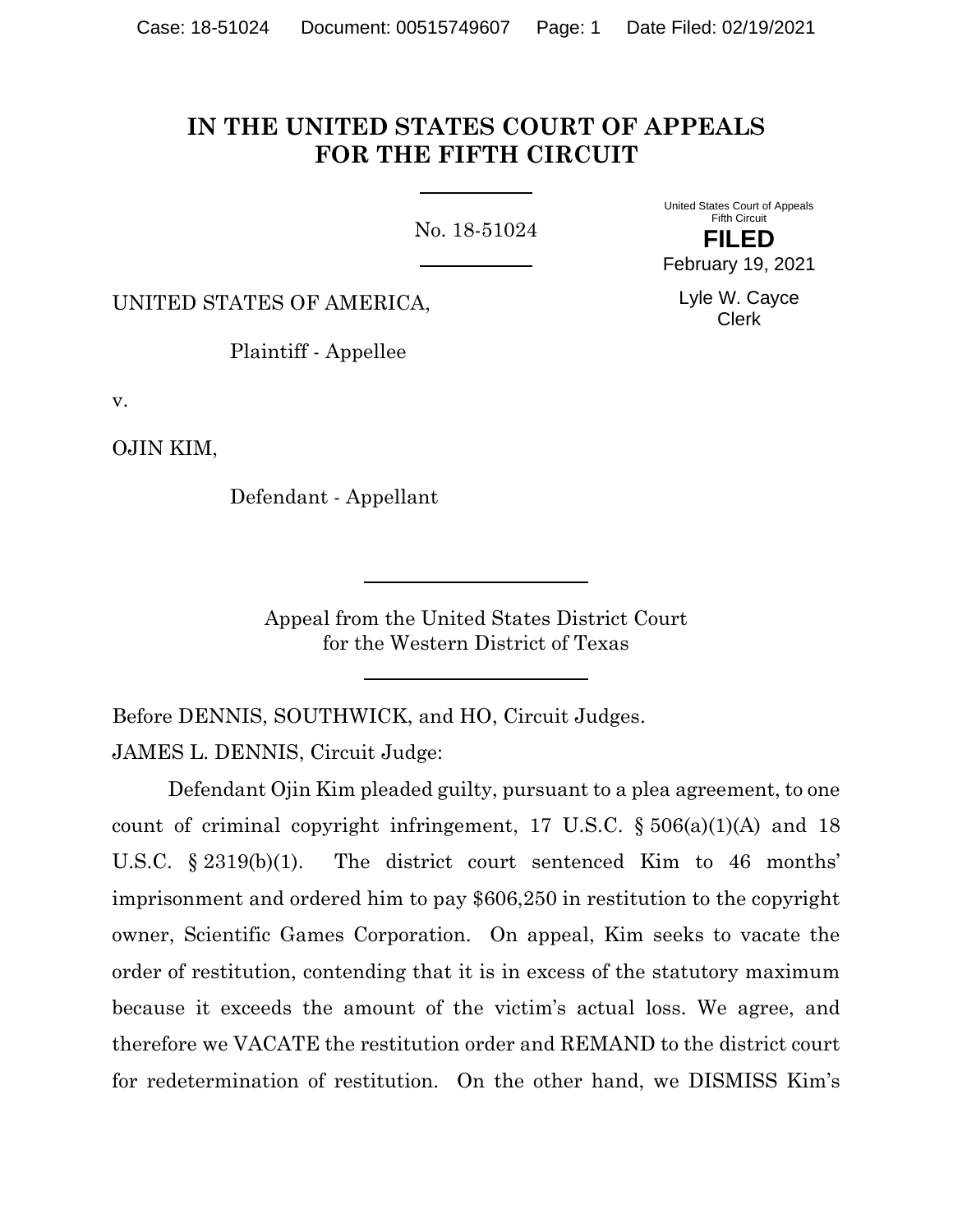# IN THE UNITED STATES COURT OF APPEALS FOR THE FIFTH CIRCUIT

No. 18-51024

United States Court of Appeals
Fifth Circuit

**FILED**

February 19, 2021

Lyle W. Cayce
Clerk

UNITED STATES OF AMERICA,

Plaintiff - Appellee

v.

OJIN KIM,

Defendant - Appellant

Appeal from the United States District Court
for the Western District of Texas

Before DENNIS, SOUTHWICK, and HO, Circuit Judges.

JAMES L. DENNIS, Circuit Judge:

Defendant Ojin Kim pleaded guilty, pursuant to a plea agreement, to one count of criminal copyright infringement, 17 U.S.C. § 506(a)(1)(A) and 18 U.S.C. § 2319(b)(1). The district court sentenced Kim to 46 months' imprisonment and ordered him to pay $606,250 in restitution to the copyright owner, Scientific Games Corporation. On appeal, Kim seeks to vacate the order of restitution, contending that it is in excess of the statutory maximum because it exceeds the amount of the victim's actual loss. We agree, and therefore we VACATE the restitution order and REMAND to the district court for redetermination of restitution. On the other hand, we DISMISS Kim's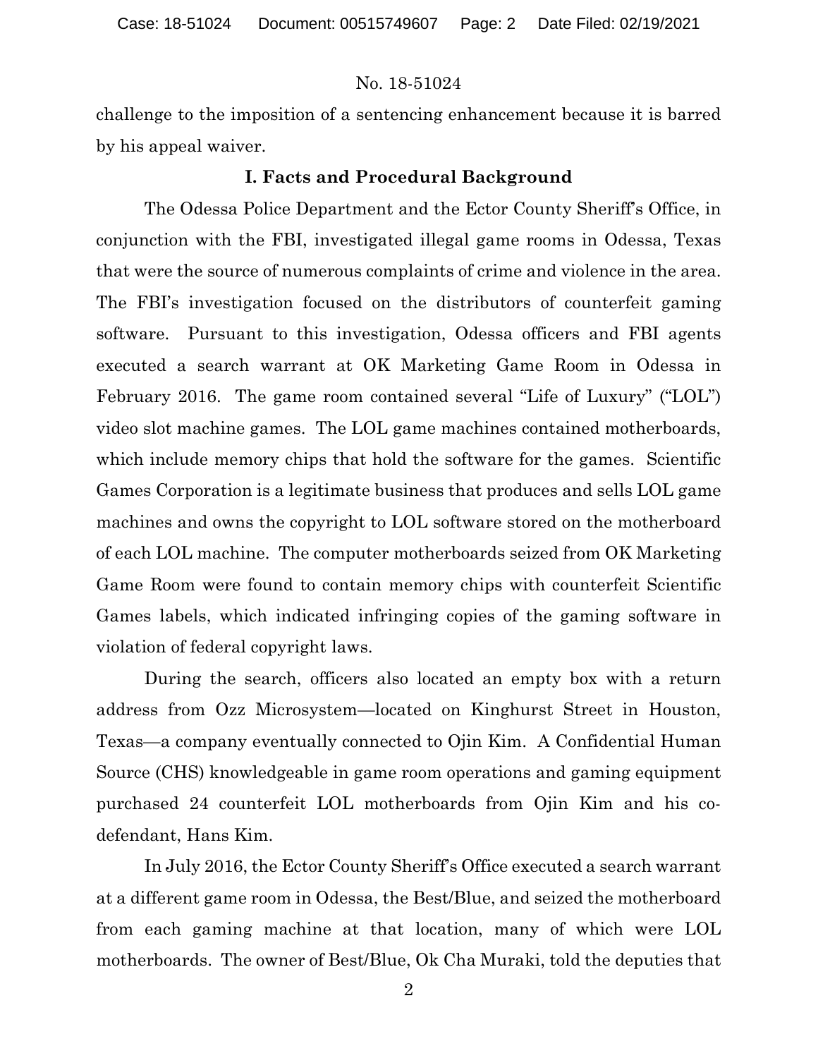challenge to the imposition of a sentencing enhancement because it is barred by his appeal waiver.

## I. Facts and Procedural Background

The Odessa Police Department and the Ector County Sheriff's Office, in conjunction with the FBI, investigated illegal game rooms in Odessa, Texas that were the source of numerous complaints of crime and violence in the area. The FBI's investigation focused on the distributors of counterfeit gaming software. Pursuant to this investigation, Odessa officers and FBI agents executed a search warrant at OK Marketing Game Room in Odessa in February 2016. The game room contained several "Life of Luxury" ("LOL") video slot machine games. The LOL game machines contained motherboards, which include memory chips that hold the software for the games. Scientific Games Corporation is a legitimate business that produces and sells LOL game machines and owns the copyright to LOL software stored on the motherboard of each LOL machine. The computer motherboards seized from OK Marketing Game Room were found to contain memory chips with counterfeit Scientific Games labels, which indicated infringing copies of the gaming software in violation of federal copyright laws.

During the search, officers also located an empty box with a return address from Ozz Microsystem—located on Kinghurst Street in Houston, Texas—a company eventually connected to Ojin Kim. A Confidential Human Source (CHS) knowledgeable in game room operations and gaming equipment purchased 24 counterfeit LOL motherboards from Ojin Kim and his co-defendant, Hans Kim.

In July 2016, the Ector County Sheriff's Office executed a search warrant at a different game room in Odessa, the Best/Blue, and seized the motherboard from each gaming machine at that location, many of which were LOL motherboards. The owner of Best/Blue, Ok Cha Muraki, told the deputies that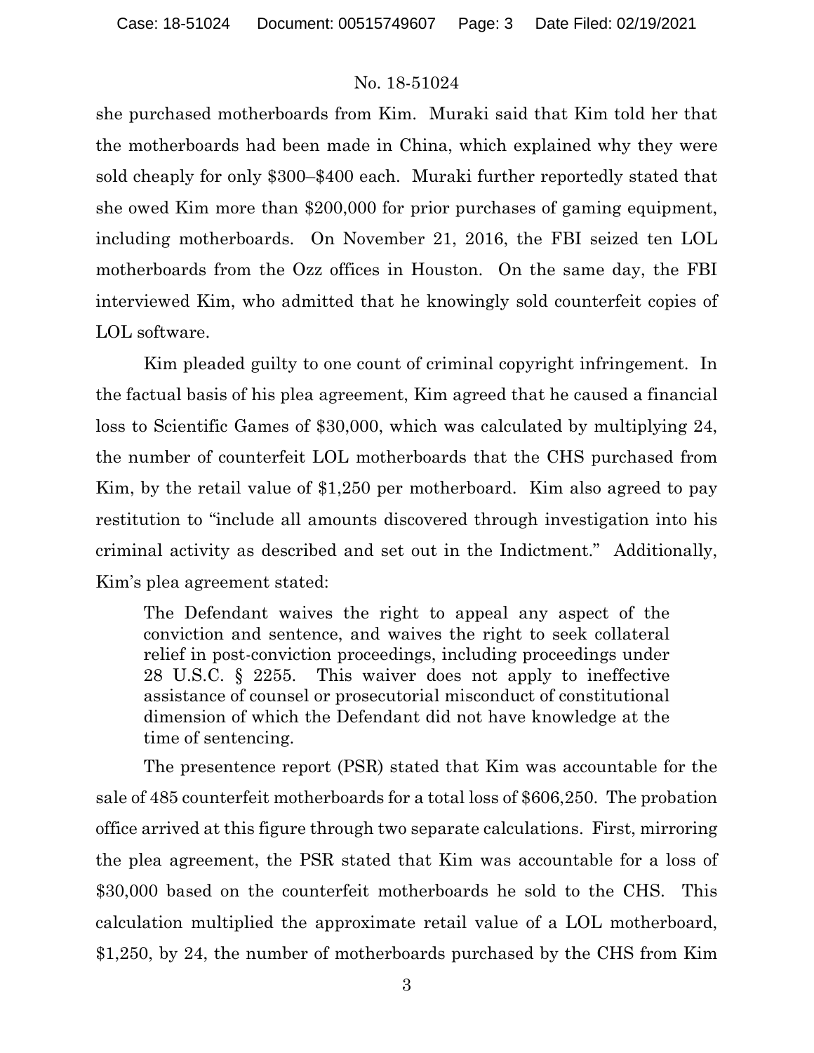she purchased motherboards from Kim. Muraki said that Kim told her that the motherboards had been made in China, which explained why they were sold cheaply for only \$300–\$400 each. Muraki further reportedly stated that she owed Kim more than \$200,000 for prior purchases of gaming equipment, including motherboards. On November 21, 2016, the FBI seized ten LOL motherboards from the Ozz offices in Houston. On the same day, the FBI interviewed Kim, who admitted that he knowingly sold counterfeit copies of LOL software.

Kim pleaded guilty to one count of criminal copyright infringement. In the factual basis of his plea agreement, Kim agreed that he caused a financial loss to Scientific Games of \$30,000, which was calculated by multiplying 24, the number of counterfeit LOL motherboards that the CHS purchased from Kim, by the retail value of \$1,250 per motherboard. Kim also agreed to pay restitution to "include all amounts discovered through investigation into his criminal activity as described and set out in the Indictment." Additionally, Kim's plea agreement stated:

> The Defendant waives the right to appeal any aspect of the conviction and sentence, and waives the right to seek collateral relief in post-conviction proceedings, including proceedings under 28 U.S.C. § 2255. This waiver does not apply to ineffective assistance of counsel or prosecutorial misconduct of constitutional dimension of which the Defendant did not have knowledge at the time of sentencing.

The presentence report (PSR) stated that Kim was accountable for the sale of 485 counterfeit motherboards for a total loss of \$606,250. The probation office arrived at this figure through two separate calculations. First, mirroring the plea agreement, the PSR stated that Kim was accountable for a loss of \$30,000 based on the counterfeit motherboards he sold to the CHS. This calculation multiplied the approximate retail value of a LOL motherboard, \$1,250, by 24, the number of motherboards purchased by the CHS from Kim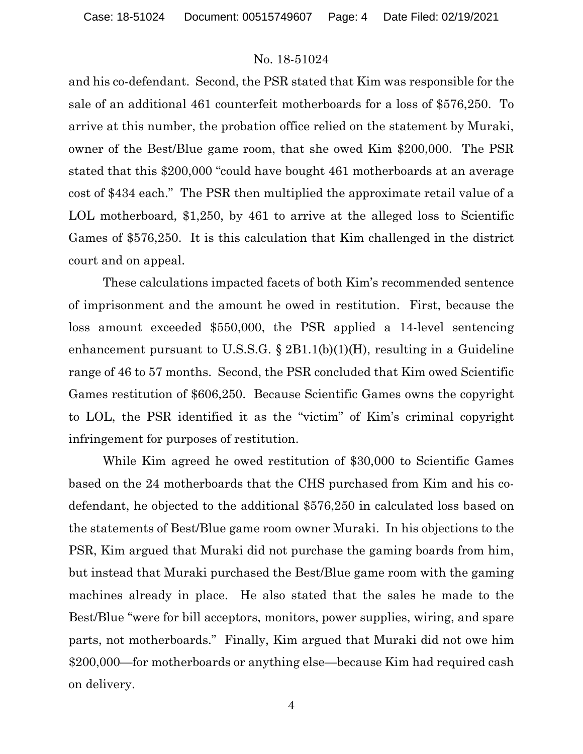and his co-defendant. Second, the PSR stated that Kim was responsible for the sale of an additional 461 counterfeit motherboards for a loss of $576,250. To arrive at this number, the probation office relied on the statement by Muraki, owner of the Best/Blue game room, that she owed Kim $200,000. The PSR stated that this $200,000 "could have bought 461 motherboards at an average cost of $434 each." The PSR then multiplied the approximate retail value of a LOL motherboard, $1,250, by 461 to arrive at the alleged loss to Scientific Games of $576,250. It is this calculation that Kim challenged in the district court and on appeal.

These calculations impacted facets of both Kim's recommended sentence of imprisonment and the amount he owed in restitution. First, because the loss amount exceeded $550,000, the PSR applied a 14-level sentencing enhancement pursuant to U.S.S.G. § 2B1.1(b)(1)(H), resulting in a Guideline range of 46 to 57 months. Second, the PSR concluded that Kim owed Scientific Games restitution of $606,250. Because Scientific Games owns the copyright to LOL, the PSR identified it as the "victim" of Kim's criminal copyright infringement for purposes of restitution.

While Kim agreed he owed restitution of $30,000 to Scientific Games based on the 24 motherboards that the CHS purchased from Kim and his co-defendant, he objected to the additional $576,250 in calculated loss based on the statements of Best/Blue game room owner Muraki. In his objections to the PSR, Kim argued that Muraki did not purchase the gaming boards from him, but instead that Muraki purchased the Best/Blue game room with the gaming machines already in place. He also stated that the sales he made to the Best/Blue "were for bill acceptors, monitors, power supplies, wiring, and spare parts, not motherboards." Finally, Kim argued that Muraki did not owe him $200,000—for motherboards or anything else—because Kim had required cash on delivery.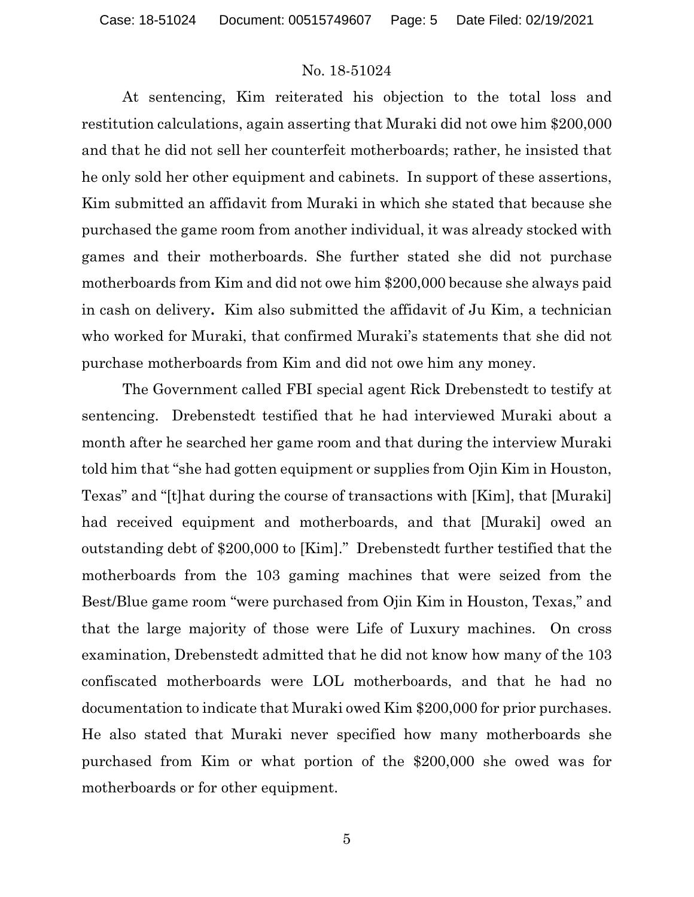No. 18-51024

At sentencing, Kim reiterated his objection to the total loss and restitution calculations, again asserting that Muraki did not owe him $200,000 and that he did not sell her counterfeit motherboards; rather, he insisted that he only sold her other equipment and cabinets. In support of these assertions, Kim submitted an affidavit from Muraki in which she stated that because she purchased the game room from another individual, it was already stocked with games and their motherboards. She further stated she did not purchase motherboards from Kim and did not owe him $200,000 because she always paid in cash on delivery**.** Kim also submitted the affidavit of Ju Kim, a technician who worked for Muraki, that confirmed Muraki's statements that she did not purchase motherboards from Kim and did not owe him any money.

The Government called FBI special agent Rick Drebenstedt to testify at sentencing. Drebenstedt testified that he had interviewed Muraki about a month after he searched her game room and that during the interview Muraki told him that "she had gotten equipment or supplies from Ojin Kim in Houston, Texas" and "[t]hat during the course of transactions with [Kim], that [Muraki] had received equipment and motherboards, and that [Muraki] owed an outstanding debt of $200,000 to [Kim]." Drebenstedt further testified that the motherboards from the 103 gaming machines that were seized from the Best/Blue game room "were purchased from Ojin Kim in Houston, Texas," and that the large majority of those were Life of Luxury machines. On cross examination, Drebenstedt admitted that he did not know how many of the 103 confiscated motherboards were LOL motherboards, and that he had no documentation to indicate that Muraki owed Kim $200,000 for prior purchases. He also stated that Muraki never specified how many motherboards she purchased from Kim or what portion of the $200,000 she owed was for motherboards or for other equipment.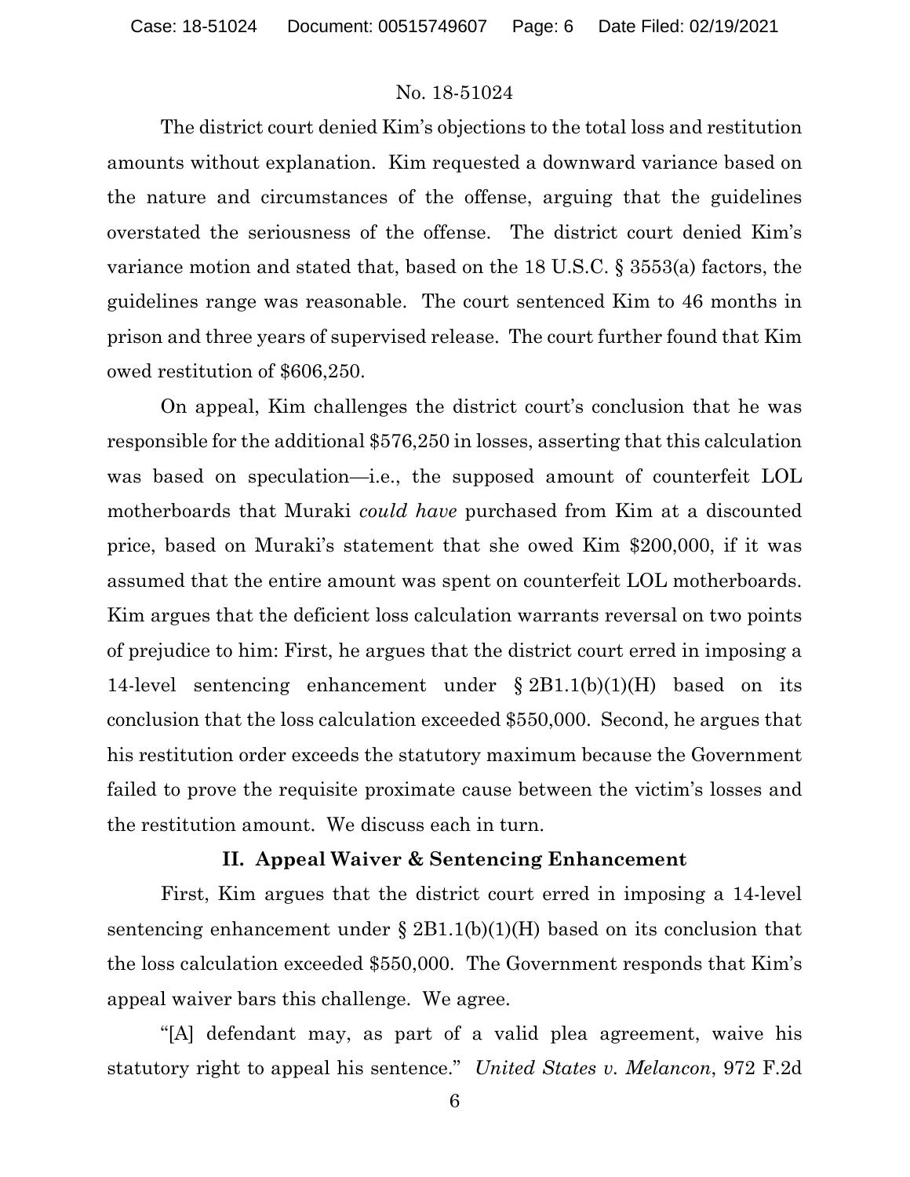The district court denied Kim's objections to the total loss and restitution amounts without explanation. Kim requested a downward variance based on the nature and circumstances of the offense, arguing that the guidelines overstated the seriousness of the offense. The district court denied Kim's variance motion and stated that, based on the 18 U.S.C. § 3553(a) factors, the guidelines range was reasonable. The court sentenced Kim to 46 months in prison and three years of supervised release. The court further found that Kim owed restitution of $606,250.

On appeal, Kim challenges the district court's conclusion that he was responsible for the additional $576,250 in losses, asserting that this calculation was based on speculation—i.e., the supposed amount of counterfeit LOL motherboards that Muraki *could have* purchased from Kim at a discounted price, based on Muraki's statement that she owed Kim $200,000, if it was assumed that the entire amount was spent on counterfeit LOL motherboards. Kim argues that the deficient loss calculation warrants reversal on two points of prejudice to him: First, he argues that the district court erred in imposing a 14-level sentencing enhancement under § 2B1.1(b)(1)(H) based on its conclusion that the loss calculation exceeded $550,000. Second, he argues that his restitution order exceeds the statutory maximum because the Government failed to prove the requisite proximate cause between the victim's losses and the restitution amount. We discuss each in turn.

## II. Appeal Waiver & Sentencing Enhancement

First, Kim argues that the district court erred in imposing a 14-level sentencing enhancement under § 2B1.1(b)(1)(H) based on its conclusion that the loss calculation exceeded $550,000. The Government responds that Kim's appeal waiver bars this challenge. We agree.

"[A] defendant may, as part of a valid plea agreement, waive his statutory right to appeal his sentence." *United States v. Melancon*, 972 F.2d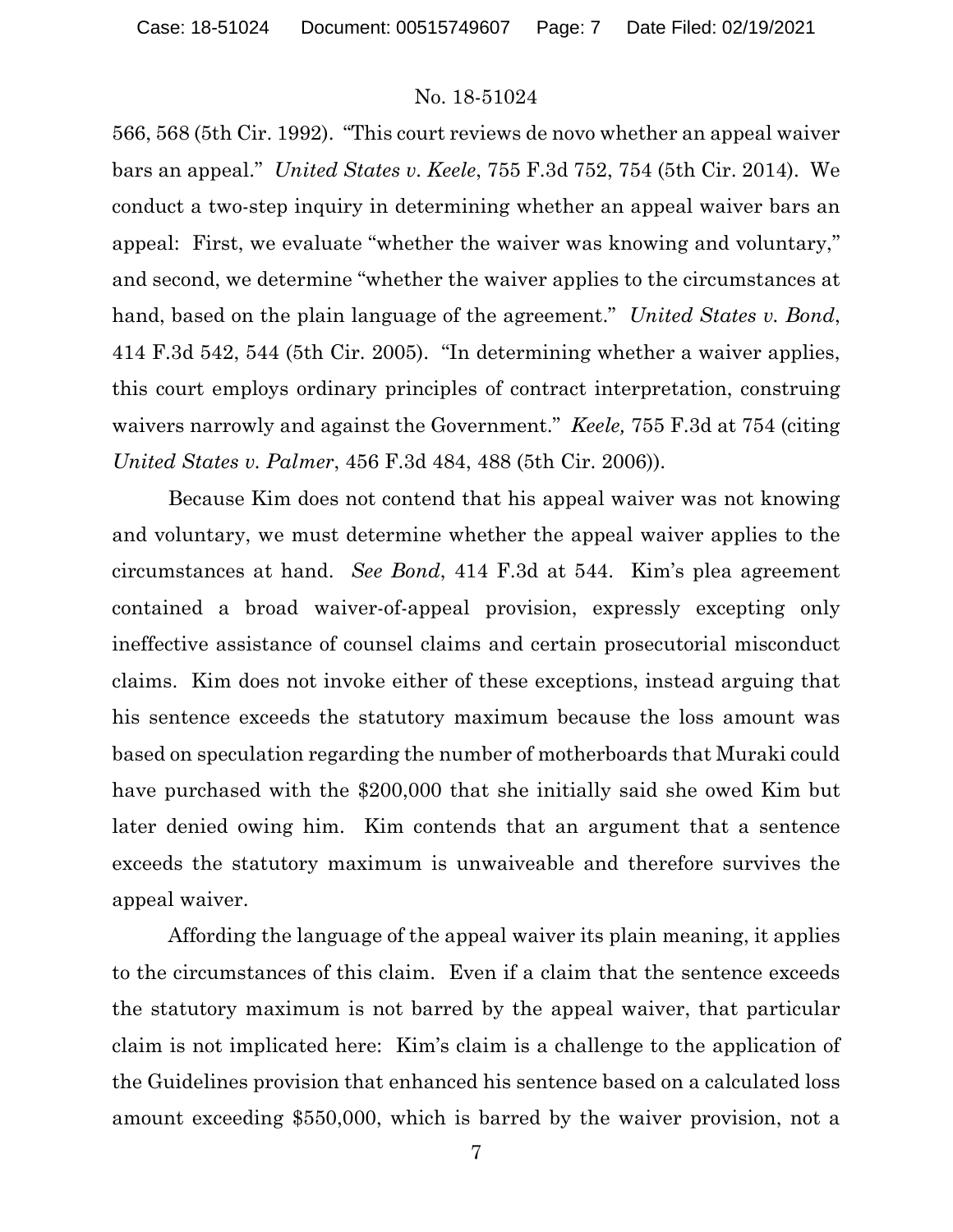566, 568 (5th Cir. 1992). "This court reviews de novo whether an appeal waiver bars an appeal." *United States v. Keele*, 755 F.3d 752, 754 (5th Cir. 2014). We conduct a two-step inquiry in determining whether an appeal waiver bars an appeal: First, we evaluate "whether the waiver was knowing and voluntary," and second, we determine "whether the waiver applies to the circumstances at hand, based on the plain language of the agreement." *United States v. Bond*, 414 F.3d 542, 544 (5th Cir. 2005). "In determining whether a waiver applies, this court employs ordinary principles of contract interpretation, construing waivers narrowly and against the Government." *Keele,* 755 F.3d at 754 (citing *United States v. Palmer*, 456 F.3d 484, 488 (5th Cir. 2006)).

Because Kim does not contend that his appeal waiver was not knowing and voluntary, we must determine whether the appeal waiver applies to the circumstances at hand. *See Bond*, 414 F.3d at 544. Kim's plea agreement contained a broad waiver-of-appeal provision, expressly excepting only ineffective assistance of counsel claims and certain prosecutorial misconduct claims. Kim does not invoke either of these exceptions, instead arguing that his sentence exceeds the statutory maximum because the loss amount was based on speculation regarding the number of motherboards that Muraki could have purchased with the $200,000 that she initially said she owed Kim but later denied owing him. Kim contends that an argument that a sentence exceeds the statutory maximum is unwaiveable and therefore survives the appeal waiver.

Affording the language of the appeal waiver its plain meaning, it applies to the circumstances of this claim. Even if a claim that the sentence exceeds the statutory maximum is not barred by the appeal waiver, that particular claim is not implicated here: Kim's claim is a challenge to the application of the Guidelines provision that enhanced his sentence based on a calculated loss amount exceeding $550,000, which is barred by the waiver provision, not a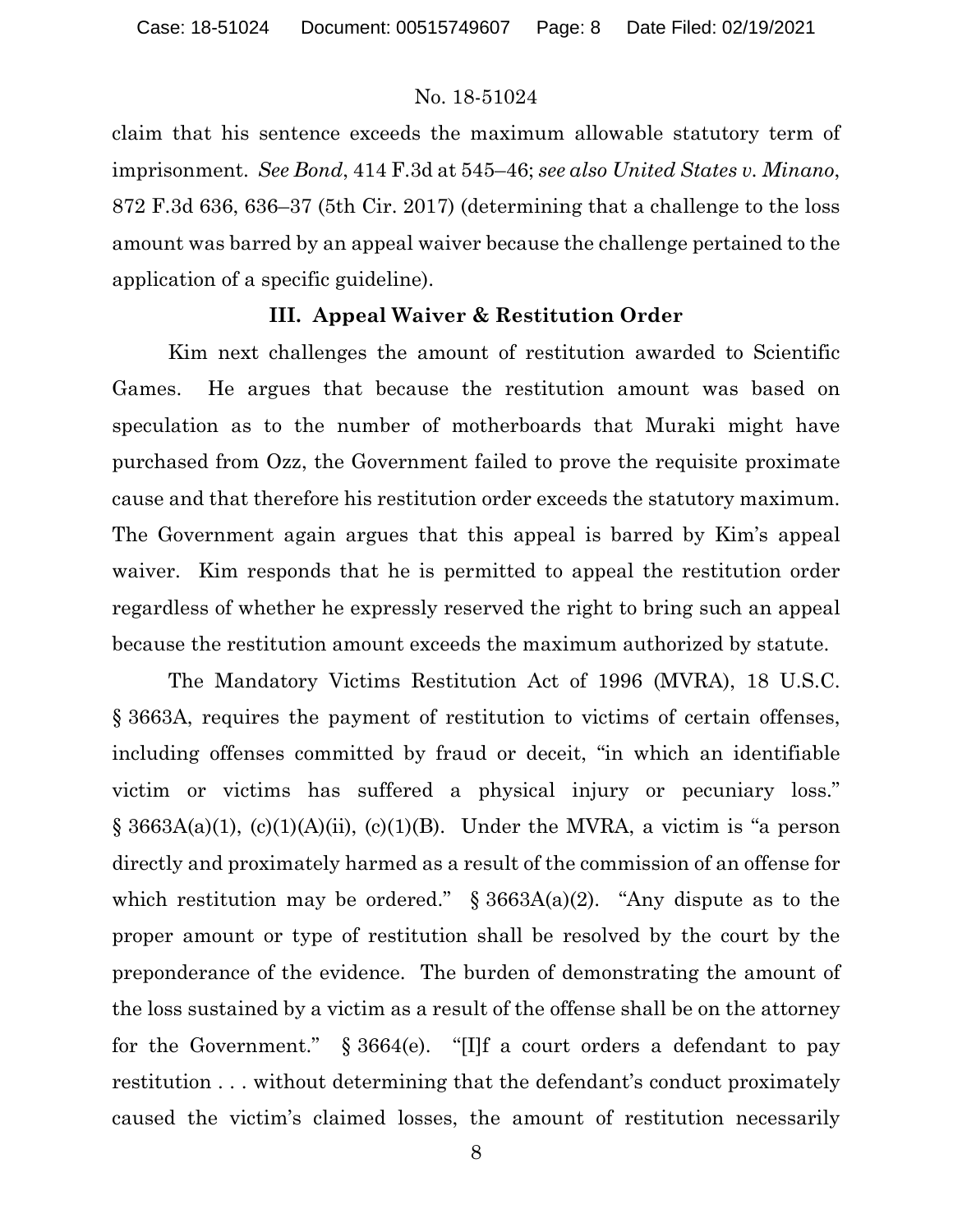claim that his sentence exceeds the maximum allowable statutory term of imprisonment. *See Bond*, 414 F.3d at 545–46; *see also United States v. Minano*, 872 F.3d 636, 636–37 (5th Cir. 2017) (determining that a challenge to the loss amount was barred by an appeal waiver because the challenge pertained to the application of a specific guideline).

### III. Appeal Waiver & Restitution Order

Kim next challenges the amount of restitution awarded to Scientific Games. He argues that because the restitution amount was based on speculation as to the number of motherboards that Muraki might have purchased from Ozz, the Government failed to prove the requisite proximate cause and that therefore his restitution order exceeds the statutory maximum. The Government again argues that this appeal is barred by Kim's appeal waiver. Kim responds that he is permitted to appeal the restitution order regardless of whether he expressly reserved the right to bring such an appeal because the restitution amount exceeds the maximum authorized by statute.

The Mandatory Victims Restitution Act of 1996 (MVRA), 18 U.S.C. § 3663A, requires the payment of restitution to victims of certain offenses, including offenses committed by fraud or deceit, "in which an identifiable victim or victims has suffered a physical injury or pecuniary loss." § 3663A(a)(1), (c)(1)(A)(ii), (c)(1)(B). Under the MVRA, a victim is "a person directly and proximately harmed as a result of the commission of an offense for which restitution may be ordered." § 3663A(a)(2). "Any dispute as to the proper amount or type of restitution shall be resolved by the court by the preponderance of the evidence. The burden of demonstrating the amount of the loss sustained by a victim as a result of the offense shall be on the attorney for the Government." § 3664(e). "[I]f a court orders a defendant to pay restitution . . . without determining that the defendant's conduct proximately caused the victim's claimed losses, the amount of restitution necessarily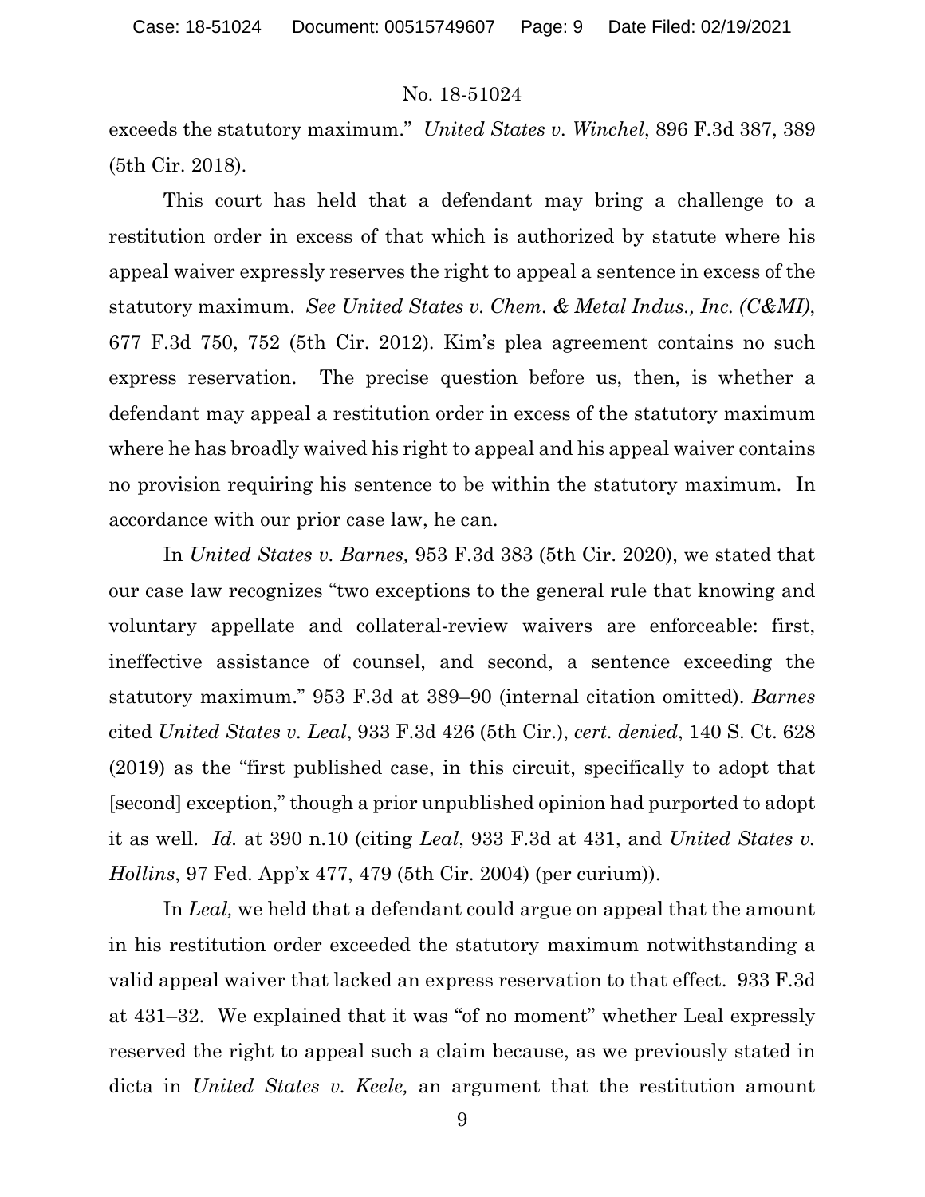exceeds the statutory maximum." *United States v. Winchel*, 896 F.3d 387, 389 (5th Cir. 2018).

This court has held that a defendant may bring a challenge to a restitution order in excess of that which is authorized by statute where his appeal waiver expressly reserves the right to appeal a sentence in excess of the statutory maximum. *See United States v. Chem. & Metal Indus., Inc. (C&MI)*, 677 F.3d 750, 752 (5th Cir. 2012). Kim's plea agreement contains no such express reservation. The precise question before us, then, is whether a defendant may appeal a restitution order in excess of the statutory maximum where he has broadly waived his right to appeal and his appeal waiver contains no provision requiring his sentence to be within the statutory maximum. In accordance with our prior case law, he can.

In *United States v. Barnes,* 953 F.3d 383 (5th Cir. 2020), we stated that our case law recognizes "two exceptions to the general rule that knowing and voluntary appellate and collateral-review waivers are enforceable: first, ineffective assistance of counsel, and second, a sentence exceeding the statutory maximum." 953 F.3d at 389–90 (internal citation omitted). *Barnes* cited *United States v. Leal*, 933 F.3d 426 (5th Cir.), *cert. denied*, 140 S. Ct. 628 (2019) as the "first published case, in this circuit, specifically to adopt that [second] exception," though a prior unpublished opinion had purported to adopt it as well. *Id.* at 390 n.10 (citing *Leal*, 933 F.3d at 431, and *United States v. Hollins*, 97 Fed. App'x 477, 479 (5th Cir. 2004) (per curium)).

In *Leal,* we held that a defendant could argue on appeal that the amount in his restitution order exceeded the statutory maximum notwithstanding a valid appeal waiver that lacked an express reservation to that effect. 933 F.3d at 431–32. We explained that it was "of no moment" whether Leal expressly reserved the right to appeal such a claim because, as we previously stated in dicta in *United States v. Keele,* an argument that the restitution amount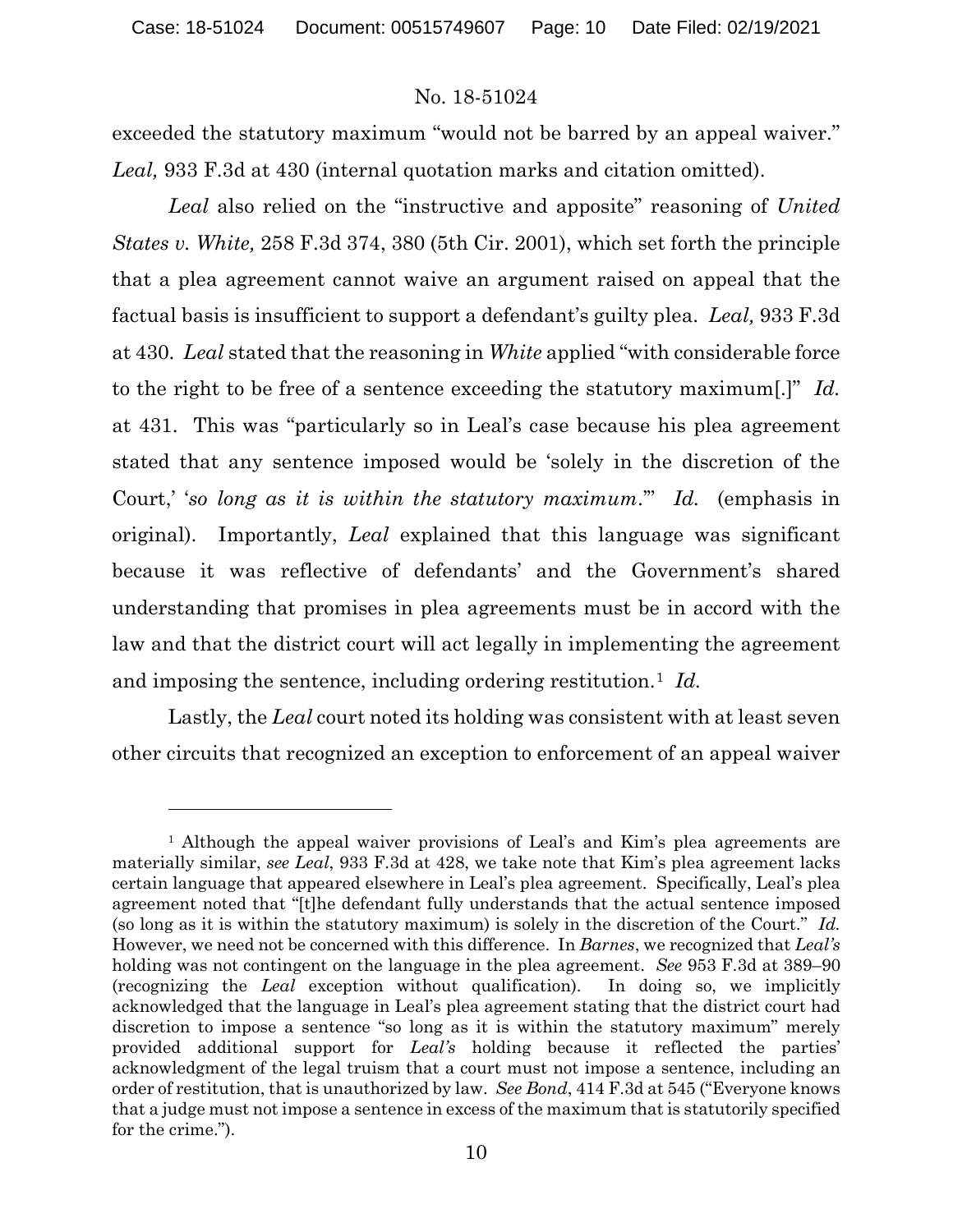exceeded the statutory maximum "would not be barred by an appeal waiver." *Leal,* 933 F.3d at 430 (internal quotation marks and citation omitted).

*Leal* also relied on the "instructive and apposite" reasoning of *United States v. White,* 258 F.3d 374, 380 (5th Cir. 2001), which set forth the principle that a plea agreement cannot waive an argument raised on appeal that the factual basis is insufficient to support a defendant's guilty plea. *Leal,* 933 F.3d at 430. *Leal* stated that the reasoning in *White* applied "with considerable force to the right to be free of a sentence exceeding the statutory maximum[.]" *Id.* at 431. This was "particularly so in Leal's case because his plea agreement stated that any sentence imposed would be 'solely in the discretion of the Court,' '*so long as it is within the statutory maximum*.'" *Id.* (emphasis in original). Importantly, *Leal* explained that this language was significant because it was reflective of defendants' and the Government's shared understanding that promises in plea agreements must be in accord with the law and that the district court will act legally in implementing the agreement and imposing the sentence, including ordering restitution.[1] *Id.*

Lastly, the *Leal* court noted its holding was consistent with at least seven other circuits that recognized an exception to enforcement of an appeal waiver

---

[1] Although the appeal waiver provisions of Leal's and Kim's plea agreements are materially similar, *see Leal*, 933 F.3d at 428, we take note that Kim's plea agreement lacks certain language that appeared elsewhere in Leal's plea agreement. Specifically, Leal's plea agreement noted that "[t]he defendant fully understands that the actual sentence imposed (so long as it is within the statutory maximum) is solely in the discretion of the Court." *Id.* However, we need not be concerned with this difference. In *Barnes*, we recognized that *Leal's* holding was not contingent on the language in the plea agreement. *See* 953 F.3d at 389–90 (recognizing the *Leal* exception without qualification). In doing so, we implicitly acknowledged that the language in Leal's plea agreement stating that the district court had discretion to impose a sentence "so long as it is within the statutory maximum" merely provided additional support for *Leal's* holding because it reflected the parties' acknowledgment of the legal truism that a court must not impose a sentence, including an order of restitution, that is unauthorized by law. *See Bond*, 414 F.3d at 545 ("Everyone knows that a judge must not impose a sentence in excess of the maximum that is statutorily specified for the crime.").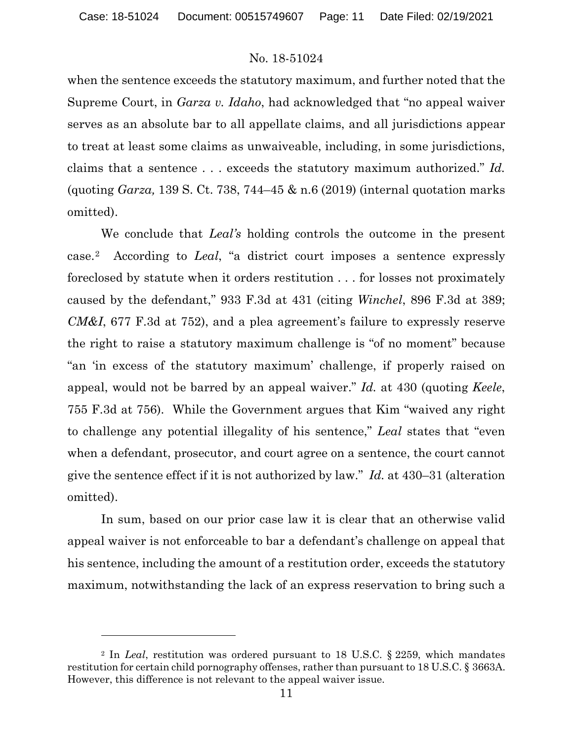when the sentence exceeds the statutory maximum, and further noted that the Supreme Court, in *Garza v. Idaho*, had acknowledged that "no appeal waiver serves as an absolute bar to all appellate claims, and all jurisdictions appear to treat at least some claims as unwaiveable, including, in some jurisdictions, claims that a sentence . . . exceeds the statutory maximum authorized." *Id.* (quoting *Garza,* 139 S. Ct. 738, 744–45 & n.6 (2019) (internal quotation marks omitted).

We conclude that *Leal's* holding controls the outcome in the present case.[2] According to *Leal*, "a district court imposes a sentence expressly foreclosed by statute when it orders restitution . . . for losses not proximately caused by the defendant," 933 F.3d at 431 (citing *Winchel*, 896 F.3d at 389; *CM&I*, 677 F.3d at 752), and a plea agreement's failure to expressly reserve the right to raise a statutory maximum challenge is "of no moment" because "an 'in excess of the statutory maximum' challenge, if properly raised on appeal, would not be barred by an appeal waiver." *Id.* at 430 (quoting *Keele*, 755 F.3d at 756). While the Government argues that Kim "waived any right to challenge any potential illegality of his sentence," *Leal* states that "even when a defendant, prosecutor, and court agree on a sentence, the court cannot give the sentence effect if it is not authorized by law." *Id.* at 430–31 (alteration omitted).

In sum, based on our prior case law it is clear that an otherwise valid appeal waiver is not enforceable to bar a defendant's challenge on appeal that his sentence, including the amount of a restitution order, exceeds the statutory maximum, notwithstanding the lack of an express reservation to bring such a

---

[2] In *Leal*, restitution was ordered pursuant to 18 U.S.C. § 2259, which mandates restitution for certain child pornography offenses, rather than pursuant to 18 U.S.C. § 3663A. However, this difference is not relevant to the appeal waiver issue.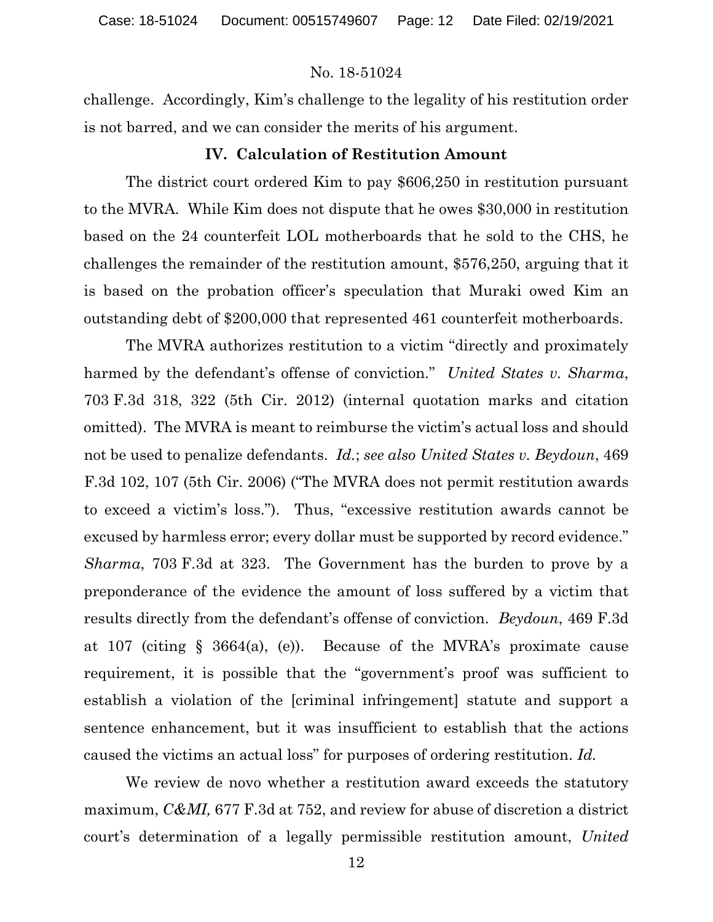challenge. Accordingly, Kim's challenge to the legality of his restitution order is not barred, and we can consider the merits of his argument.

## IV. Calculation of Restitution Amount

The district court ordered Kim to pay $606,250 in restitution pursuant to the MVRA. While Kim does not dispute that he owes $30,000 in restitution based on the 24 counterfeit LOL motherboards that he sold to the CHS, he challenges the remainder of the restitution amount, $576,250, arguing that it is based on the probation officer's speculation that Muraki owed Kim an outstanding debt of $200,000 that represented 461 counterfeit motherboards.

The MVRA authorizes restitution to a victim "directly and proximately harmed by the defendant's offense of conviction." *United States v. Sharma*, 703 F.3d 318, 322 (5th Cir. 2012) (internal quotation marks and citation omitted). The MVRA is meant to reimburse the victim's actual loss and should not be used to penalize defendants. *Id.*; *see also United States v. Beydoun*, 469 F.3d 102, 107 (5th Cir. 2006) ("The MVRA does not permit restitution awards to exceed a victim's loss."). Thus, "excessive restitution awards cannot be excused by harmless error; every dollar must be supported by record evidence." *Sharma*, 703 F.3d at 323. The Government has the burden to prove by a preponderance of the evidence the amount of loss suffered by a victim that results directly from the defendant's offense of conviction. *Beydoun*, 469 F.3d at 107 (citing § 3664(a), (e)). Because of the MVRA's proximate cause requirement, it is possible that the "government's proof was sufficient to establish a violation of the [criminal infringement] statute and support a sentence enhancement, but it was insufficient to establish that the actions caused the victims an actual loss" for purposes of ordering restitution. *Id.*

We review de novo whether a restitution award exceeds the statutory maximum, *C&MI,* 677 F.3d at 752, and review for abuse of discretion a district court's determination of a legally permissible restitution amount, *United*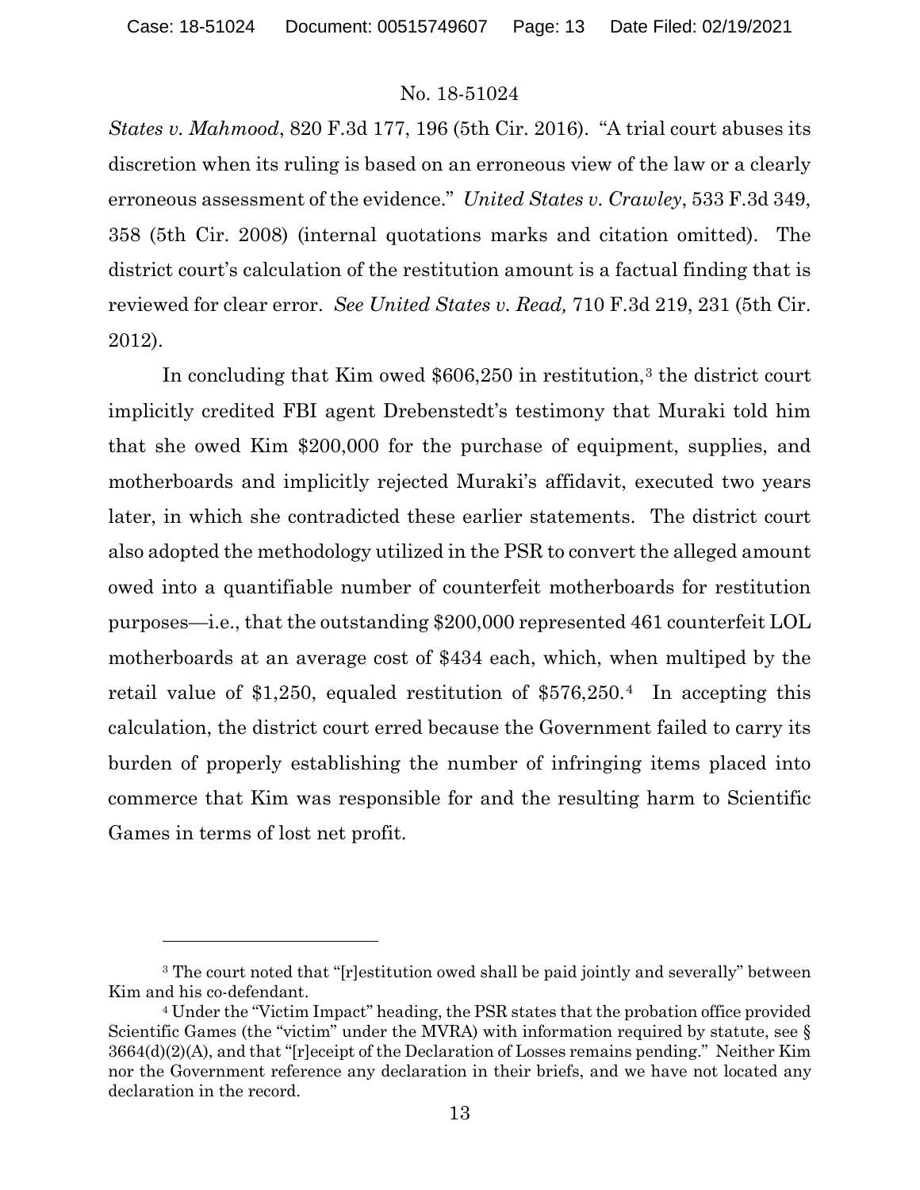*States v. Mahmood*, 820 F.3d 177, 196 (5th Cir. 2016). "A trial court abuses its discretion when its ruling is based on an erroneous view of the law or a clearly erroneous assessment of the evidence." *United States v. Crawley*, 533 F.3d 349, 358 (5th Cir. 2008) (internal quotations marks and citation omitted). The district court's calculation of the restitution amount is a factual finding that is reviewed for clear error. *See United States v. Read,* 710 F.3d 219, 231 (5th Cir. 2012).

In concluding that Kim owed $606,250 in restitution,[3] the district court implicitly credited FBI agent Drebenstedt's testimony that Muraki told him that she owed Kim $200,000 for the purchase of equipment, supplies, and motherboards and implicitly rejected Muraki's affidavit, executed two years later, in which she contradicted these earlier statements. The district court also adopted the methodology utilized in the PSR to convert the alleged amount owed into a quantifiable number of counterfeit motherboards for restitution purposes—i.e., that the outstanding $200,000 represented 461 counterfeit LOL motherboards at an average cost of $434 each, which, when multiped by the retail value of $1,250, equaled restitution of $576,250.[4] In accepting this calculation, the district court erred because the Government failed to carry its burden of properly establishing the number of infringing items placed into commerce that Kim was responsible for and the resulting harm to Scientific Games in terms of lost net profit.

---

[3] The court noted that "[r]estitution owed shall be paid jointly and severally" between Kim and his co-defendant.

[4] Under the "Victim Impact" heading, the PSR states that the probation office provided Scientific Games (the "victim" under the MVRA) with information required by statute, see § 3664(d)(2)(A), and that "[r]eceipt of the Declaration of Losses remains pending." Neither Kim nor the Government reference any declaration in their briefs, and we have not located any declaration in the record.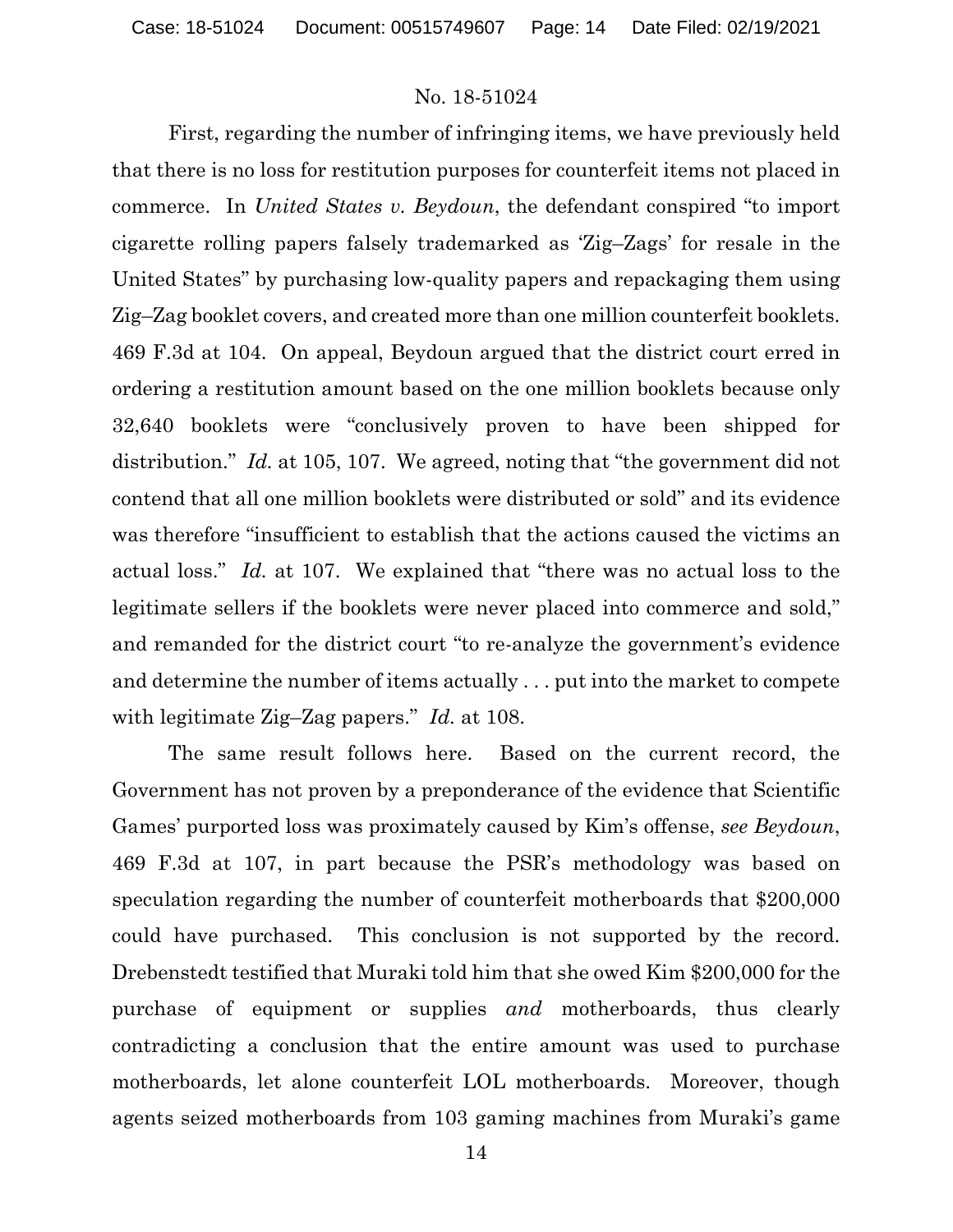First, regarding the number of infringing items, we have previously held that there is no loss for restitution purposes for counterfeit items not placed in commerce. In *United States v. Beydoun*, the defendant conspired "to import cigarette rolling papers falsely trademarked as 'Zig–Zags' for resale in the United States" by purchasing low-quality papers and repackaging them using Zig–Zag booklet covers, and created more than one million counterfeit booklets. 469 F.3d at 104. On appeal, Beydoun argued that the district court erred in ordering a restitution amount based on the one million booklets because only 32,640 booklets were "conclusively proven to have been shipped for distribution." *Id.* at 105, 107. We agreed, noting that "the government did not contend that all one million booklets were distributed or sold" and its evidence was therefore "insufficient to establish that the actions caused the victims an actual loss." *Id.* at 107. We explained that "there was no actual loss to the legitimate sellers if the booklets were never placed into commerce and sold," and remanded for the district court "to re-analyze the government's evidence and determine the number of items actually . . . put into the market to compete with legitimate Zig–Zag papers." *Id.* at 108.

The same result follows here. Based on the current record, the Government has not proven by a preponderance of the evidence that Scientific Games' purported loss was proximately caused by Kim's offense, *see Beydoun*, 469 F.3d at 107, in part because the PSR's methodology was based on speculation regarding the number of counterfeit motherboards that \$200,000 could have purchased. This conclusion is not supported by the record. Drebenstedt testified that Muraki told him that she owed Kim \$200,000 for the purchase of equipment or supplies *and* motherboards, thus clearly contradicting a conclusion that the entire amount was used to purchase motherboards, let alone counterfeit LOL motherboards. Moreover, though agents seized motherboards from 103 gaming machines from Muraki's game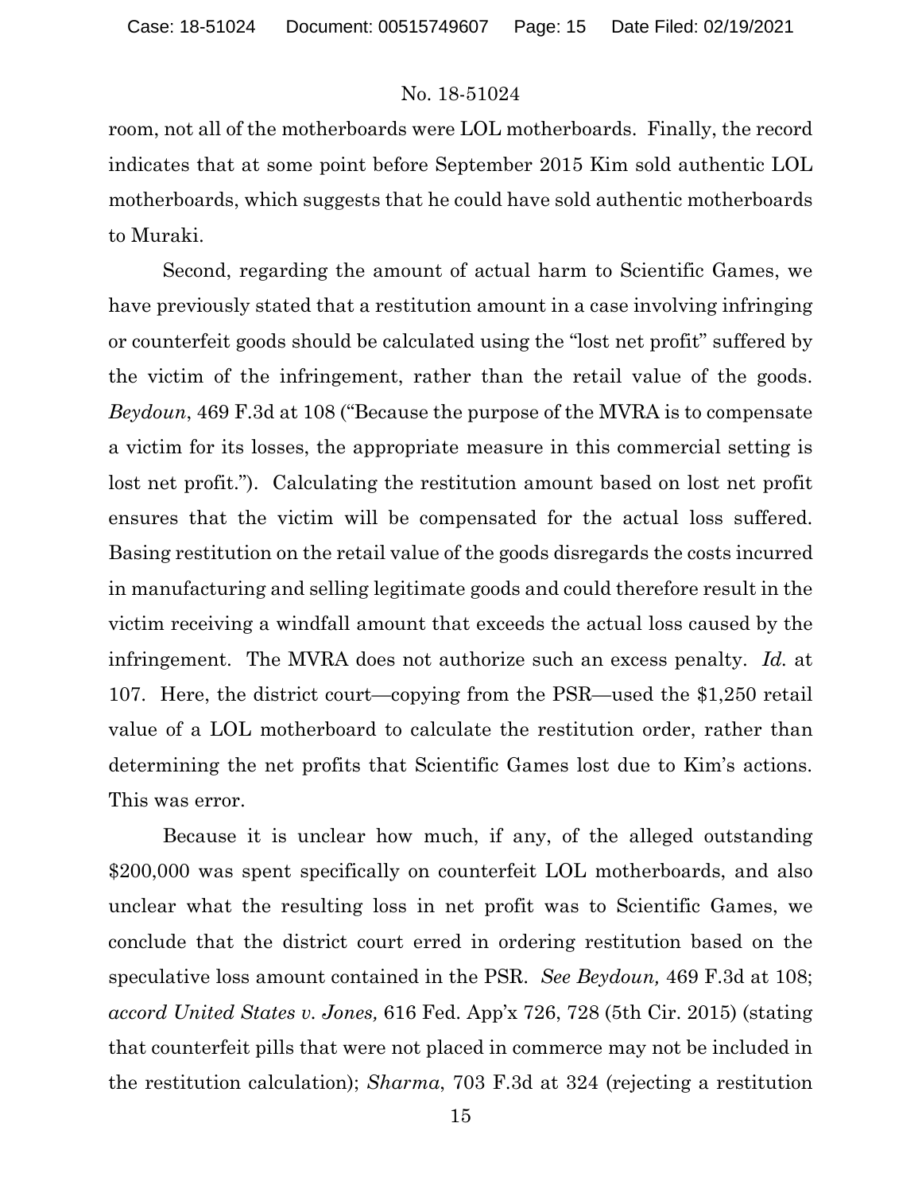room, not all of the motherboards were LOL motherboards. Finally, the record indicates that at some point before September 2015 Kim sold authentic LOL motherboards, which suggests that he could have sold authentic motherboards to Muraki.

Second, regarding the amount of actual harm to Scientific Games, we have previously stated that a restitution amount in a case involving infringing or counterfeit goods should be calculated using the "lost net profit" suffered by the victim of the infringement, rather than the retail value of the goods. *Beydoun*, 469 F.3d at 108 ("Because the purpose of the MVRA is to compensate a victim for its losses, the appropriate measure in this commercial setting is lost net profit."). Calculating the restitution amount based on lost net profit ensures that the victim will be compensated for the actual loss suffered. Basing restitution on the retail value of the goods disregards the costs incurred in manufacturing and selling legitimate goods and could therefore result in the victim receiving a windfall amount that exceeds the actual loss caused by the infringement. The MVRA does not authorize such an excess penalty. *Id.* at 107. Here, the district court—copying from the PSR—used the $1,250 retail value of a LOL motherboard to calculate the restitution order, rather than determining the net profits that Scientific Games lost due to Kim's actions. This was error.

Because it is unclear how much, if any, of the alleged outstanding $200,000 was spent specifically on counterfeit LOL motherboards, and also unclear what the resulting loss in net profit was to Scientific Games, we conclude that the district court erred in ordering restitution based on the speculative loss amount contained in the PSR. *See Beydoun,* 469 F.3d at 108; *accord United States v. Jones,* 616 Fed. App'x 726, 728 (5th Cir. 2015) (stating that counterfeit pills that were not placed in commerce may not be included in the restitution calculation); *Sharma*, 703 F.3d at 324 (rejecting a restitution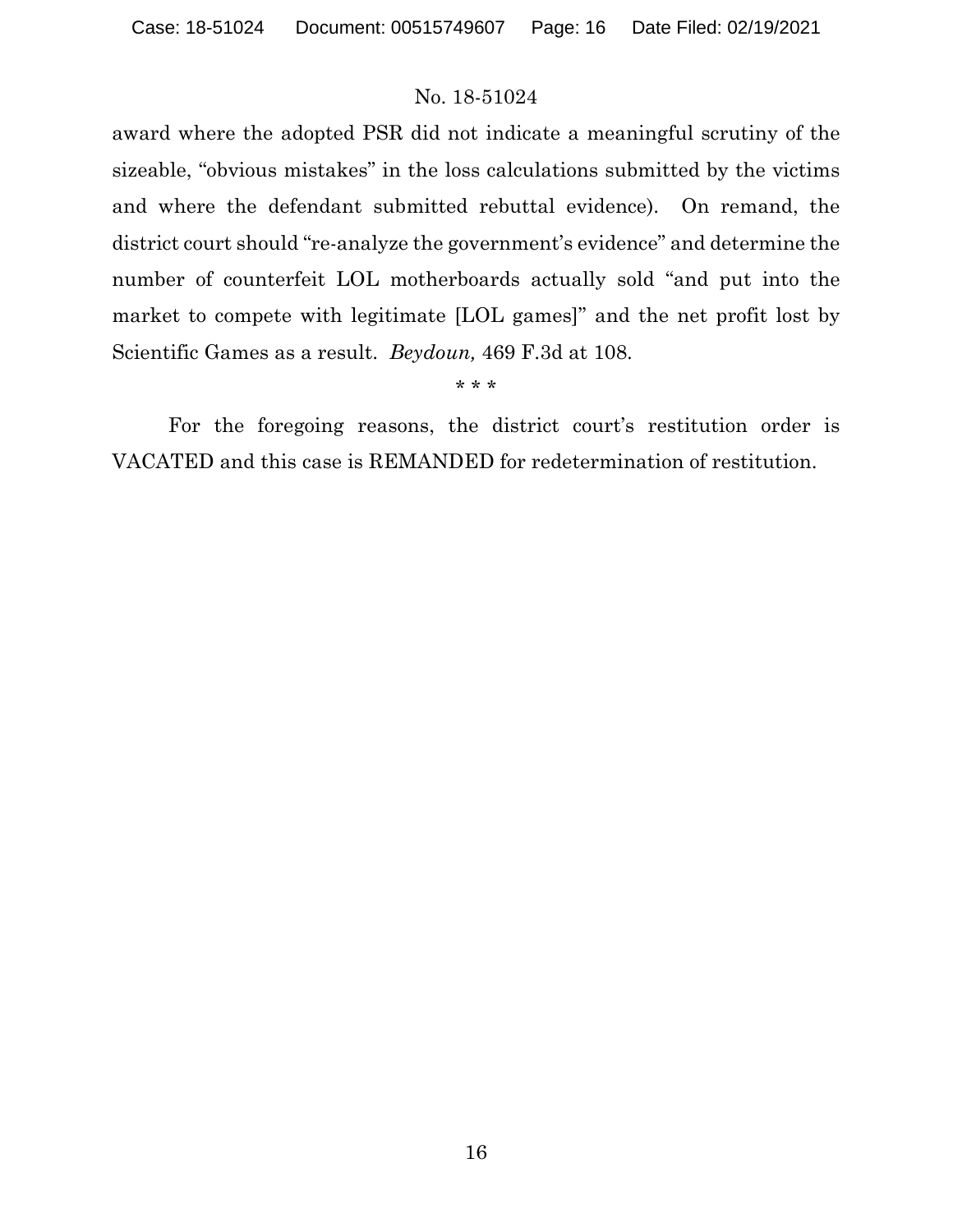award where the adopted PSR did not indicate a meaningful scrutiny of the sizeable, "obvious mistakes" in the loss calculations submitted by the victims and where the defendant submitted rebuttal evidence). On remand, the district court should "re-analyze the government's evidence" and determine the number of counterfeit LOL motherboards actually sold "and put into the market to compete with legitimate [LOL games]" and the net profit lost by Scientific Games as a result. *Beydoun,* 469 F.3d at 108.

\* \* \*

For the foregoing reasons, the district court's restitution order is VACATED and this case is REMANDED for redetermination of restitution.